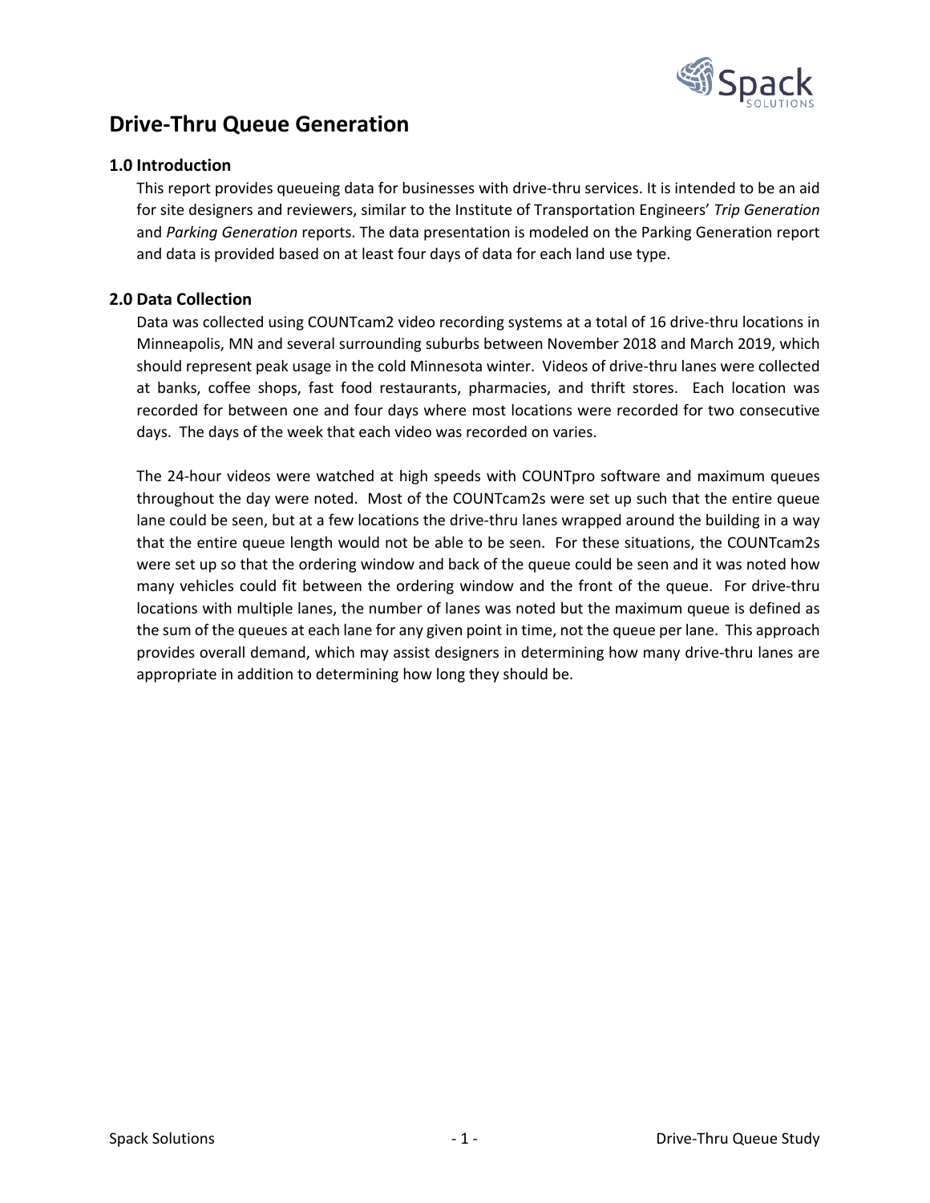# Drive-Thru Queue Generation

## 1.0 Introduction

This report provides queueing data for businesses with drive-thru services. It is intended to be an aid for site designers and reviewers, similar to the Institute of Transportation Engineers' *Trip Generation* and *Parking Generation* reports. The data presentation is modeled on the Parking Generation report and data is provided based on at least four days of data for each land use type.

## 2.0 Data Collection

Data was collected using COUNTcam2 video recording systems at a total of 16 drive-thru locations in Minneapolis, MN and several surrounding suburbs between November 2018 and March 2019, which should represent peak usage in the cold Minnesota winter. Videos of drive-thru lanes were collected at banks, coffee shops, fast food restaurants, pharmacies, and thrift stores. Each location was recorded for between one and four days where most locations were recorded for two consecutive days. The days of the week that each video was recorded on varies.

The 24-hour videos were watched at high speeds with COUNTpro software and maximum queues throughout the day were noted. Most of the COUNTcam2s were set up such that the entire queue lane could be seen, but at a few locations the drive-thru lanes wrapped around the building in a way that the entire queue length would not be able to be seen. For these situations, the COUNTcam2s were set up so that the ordering window and back of the queue could be seen and it was noted how many vehicles could fit between the ordering window and the front of the queue. For drive-thru locations with multiple lanes, the number of lanes was noted but the maximum queue is defined as the sum of the queues at each lane for any given point in time, not the queue per lane. This approach provides overall demand, which may assist designers in determining how many drive-thru lanes are appropriate in addition to determining how long they should be.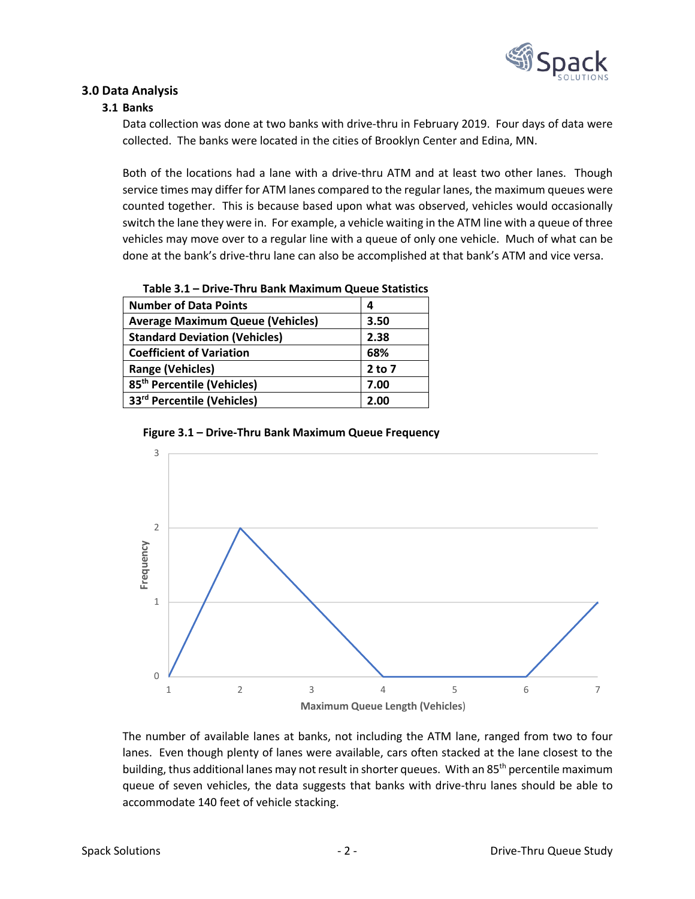## 3.0 Data Analysis

### 3.1 Banks

Data collection was done at two banks with drive-thru in February 2019. Four days of data were collected. The banks were located in the cities of Brooklyn Center and Edina, MN.

Both of the locations had a lane with a drive-thru ATM and at least two other lanes. Though service times may differ for ATM lanes compared to the regular lanes, the maximum queues were counted together. This is because based upon what was observed, vehicles would occasionally switch the lane they were in. For example, a vehicle waiting in the ATM line with a queue of three vehicles may move over to a regular line with a queue of only one vehicle. Much of what can be done at the bank's drive-thru lane can also be accomplished at that bank's ATM and vice versa.

**Table 3.1 – Drive-Thru Bank Maximum Queue Statistics**

| | |
|---|---|
| **Number of Data Points** | **4** |
| **Average Maximum Queue (Vehicles)** | **3.50** |
| **Standard Deviation (Vehicles)** | **2.38** |
| **Coefficient of Variation** | **68%** |
| **Range (Vehicles)** | **2 to 7** |
| **85th Percentile (Vehicles)** | **7.00** |
| **33rd Percentile (Vehicles)** | **2.00** |

**Figure 3.1 – Drive-Thru Bank Maximum Queue Frequency**

The number of available lanes at banks, not including the ATM lane, ranged from two to four lanes. Even though plenty of lanes were available, cars often stacked at the lane closest to the building, thus additional lanes may not result in shorter queues. With an 85th percentile maximum queue of seven vehicles, the data suggests that banks with drive-thru lanes should be able to accommodate 140 feet of vehicle stacking.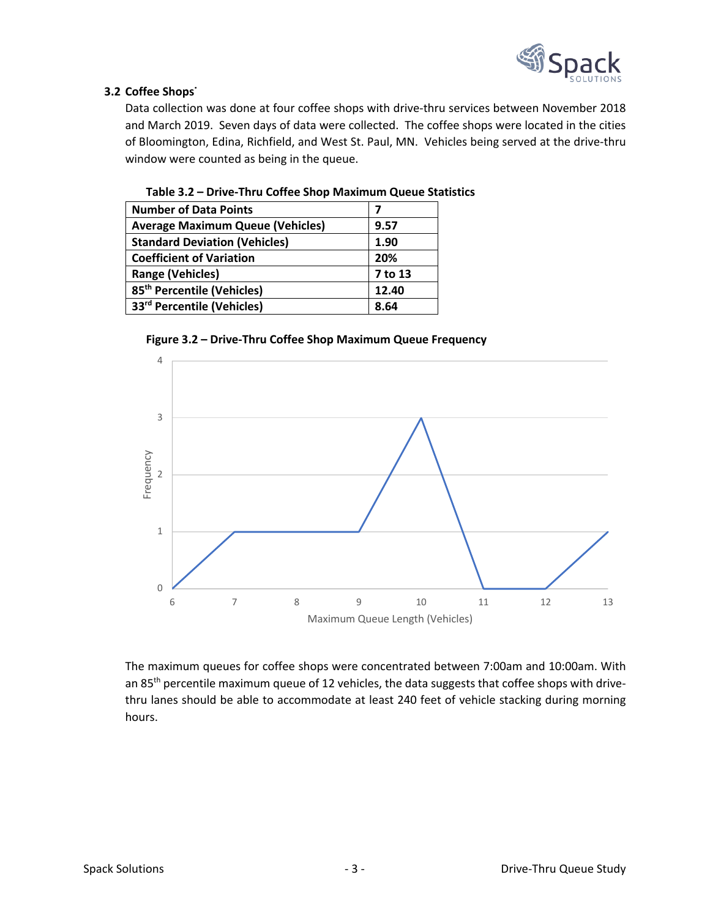### 3.2 Coffee Shops*

Data collection was done at four coffee shops with drive-thru services between November 2018 and March 2019. Seven days of data were collected. The coffee shops were located in the cities of Bloomington, Edina, Richfield, and West St. Paul, MN. Vehicles being served at the drive-thru window were counted as being in the queue.

**Table 3.2 – Drive-Thru Coffee Shop Maximum Queue Statistics**

| | |
|---|---|
| **Number of Data Points** | **7** |
| **Average Maximum Queue (Vehicles)** | **9.57** |
| **Standard Deviation (Vehicles)** | **1.90** |
| **Coefficient of Variation** | **20%** |
| **Range (Vehicles)** | **7 to 13** |
| **85th Percentile (Vehicles)** | **12.40** |
| **33rd Percentile (Vehicles)** | **8.64** |

**Figure 3.2 – Drive-Thru Coffee Shop Maximum Queue Frequency**

The maximum queues for coffee shops were concentrated between 7:00am and 10:00am. With an 85th percentile maximum queue of 12 vehicles, the data suggests that coffee shops with drive-thru lanes should be able to accommodate at least 240 feet of vehicle stacking during morning hours.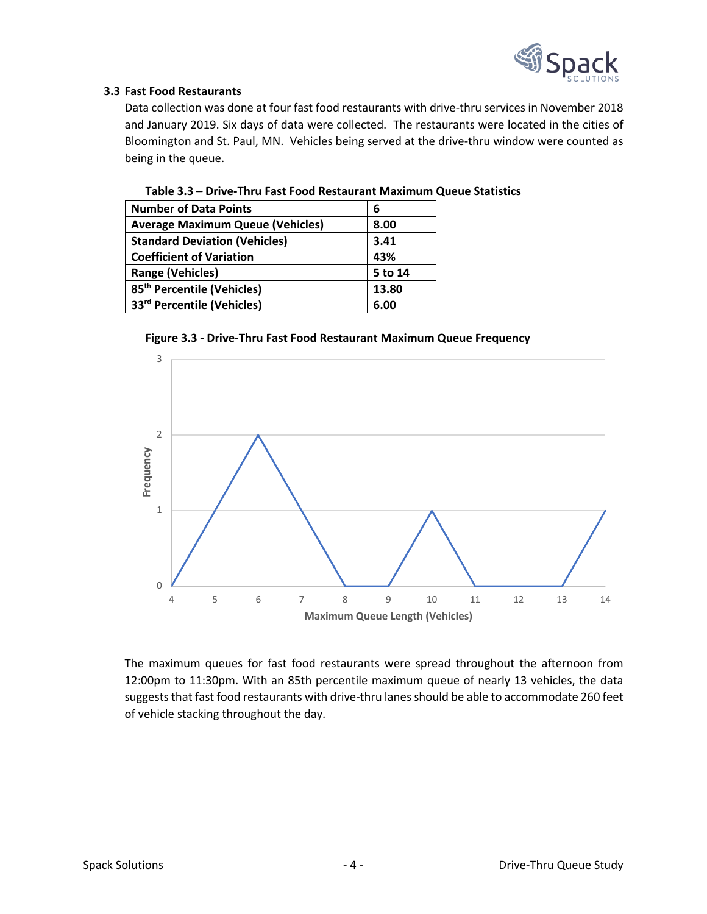### 3.3 Fast Food Restaurants

Data collection was done at four fast food restaurants with drive-thru services in November 2018 and January 2019. Six days of data were collected. The restaurants were located in the cities of Bloomington and St. Paul, MN. Vehicles being served at the drive-thru window were counted as being in the queue.

**Table 3.3 – Drive-Thru Fast Food Restaurant Maximum Queue Statistics**

| **Number of Data Points** | **6** |
|---|---|
| **Average Maximum Queue (Vehicles)** | **8.00** |
| **Standard Deviation (Vehicles)** | **3.41** |
| **Coefficient of Variation** | **43%** |
| **Range (Vehicles)** | **5 to 14** |
| **85th Percentile (Vehicles)** | **13.80** |
| **33rd Percentile (Vehicles)** | **6.00** |

**Figure 3.3 - Drive-Thru Fast Food Restaurant Maximum Queue Frequency**

The maximum queues for fast food restaurants were spread throughout the afternoon from 12:00pm to 11:30pm. With an 85th percentile maximum queue of nearly 13 vehicles, the data suggests that fast food restaurants with drive-thru lanes should be able to accommodate 260 feet of vehicle stacking throughout the day.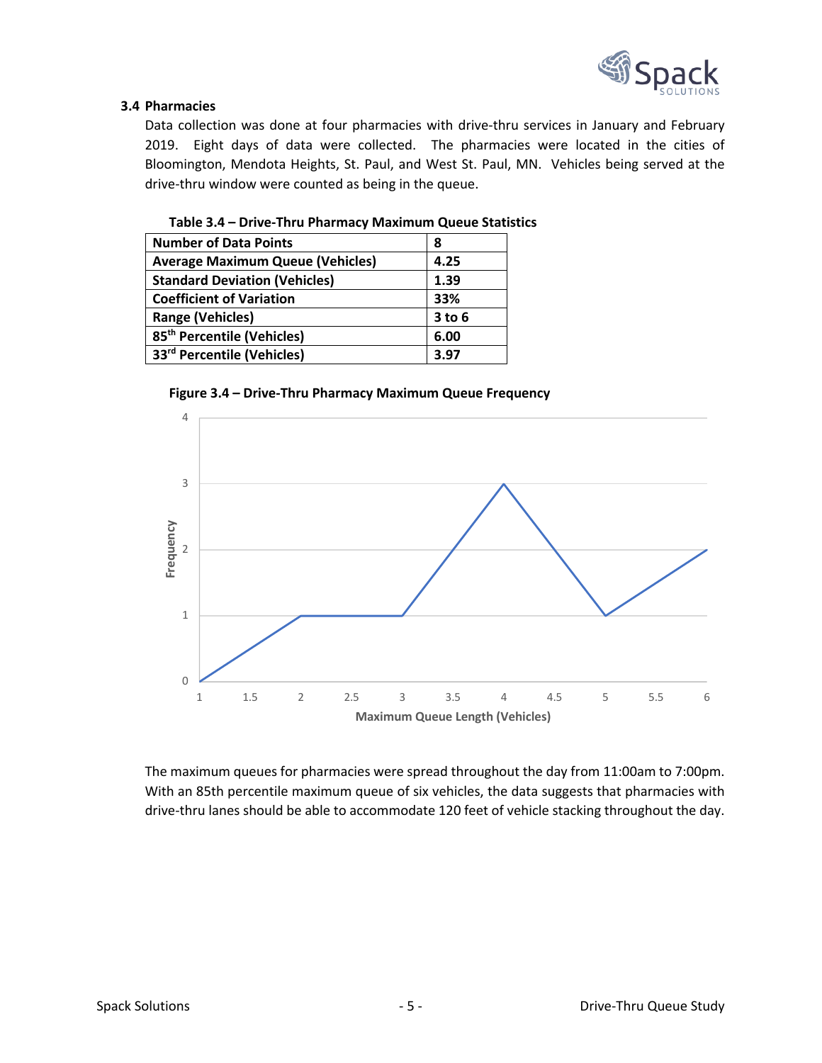### 3.4 Pharmacies

Data collection was done at four pharmacies with drive-thru services in January and February 2019. Eight days of data were collected. The pharmacies were located in the cities of Bloomington, Mendota Heights, St. Paul, and West St. Paul, MN. Vehicles being served at the drive-thru window were counted as being in the queue.

**Table 3.4 – Drive-Thru Pharmacy Maximum Queue Statistics**

| | |
|---|---|
| **Number of Data Points** | **8** |
| **Average Maximum Queue (Vehicles)** | **4.25** |
| **Standard Deviation (Vehicles)** | **1.39** |
| **Coefficient of Variation** | **33%** |
| **Range (Vehicles)** | **3 to 6** |
| **85th Percentile (Vehicles)** | **6.00** |
| **33rd Percentile (Vehicles)** | **3.97** |

**Figure 3.4 – Drive-Thru Pharmacy Maximum Queue Frequency**

The maximum queues for pharmacies were spread throughout the day from 11:00am to 7:00pm. With an 85th percentile maximum queue of six vehicles, the data suggests that pharmacies with drive-thru lanes should be able to accommodate 120 feet of vehicle stacking throughout the day.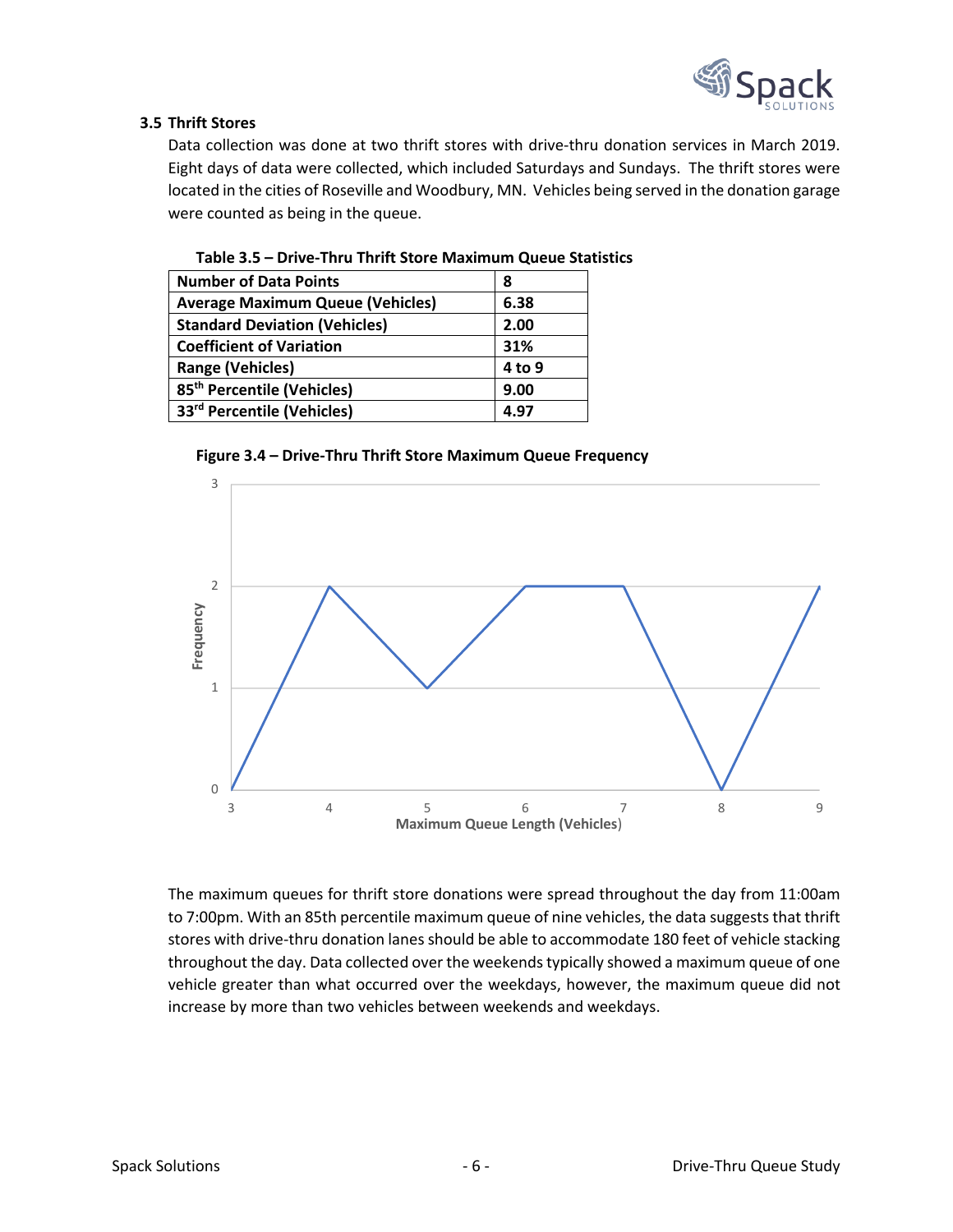### 3.5 Thrift Stores

Data collection was done at two thrift stores with drive-thru donation services in March 2019. Eight days of data were collected, which included Saturdays and Sundays. The thrift stores were located in the cities of Roseville and Woodbury, MN. Vehicles being served in the donation garage were counted as being in the queue.

**Table 3.5 – Drive-Thru Thrift Store Maximum Queue Statistics**

| | |
|---|---|
| **Number of Data Points** | **8** |
| **Average Maximum Queue (Vehicles)** | **6.38** |
| **Standard Deviation (Vehicles)** | **2.00** |
| **Coefficient of Variation** | **31%** |
| **Range (Vehicles)** | **4 to 9** |
| **85th Percentile (Vehicles)** | **9.00** |
| **33rd Percentile (Vehicles)** | **4.97** |

**Figure 3.4 – Drive-Thru Thrift Store Maximum Queue Frequency**

| Maximum Queue Length (Vehicles) | Frequency |
|---|---|
| 3 | 0 |
| 4 | 2 |
| 5 | 1 |
| 6 | 2 |
| 7 | 2 |
| 8 | 0 |
| 9 | 2 |

The maximum queues for thrift store donations were spread throughout the day from 11:00am to 7:00pm. With an 85th percentile maximum queue of nine vehicles, the data suggests that thrift stores with drive-thru donation lanes should be able to accommodate 180 feet of vehicle stacking throughout the day. Data collected over the weekends typically showed a maximum queue of one vehicle greater than what occurred over the weekdays, however, the maximum queue did not increase by more than two vehicles between weekends and weekdays.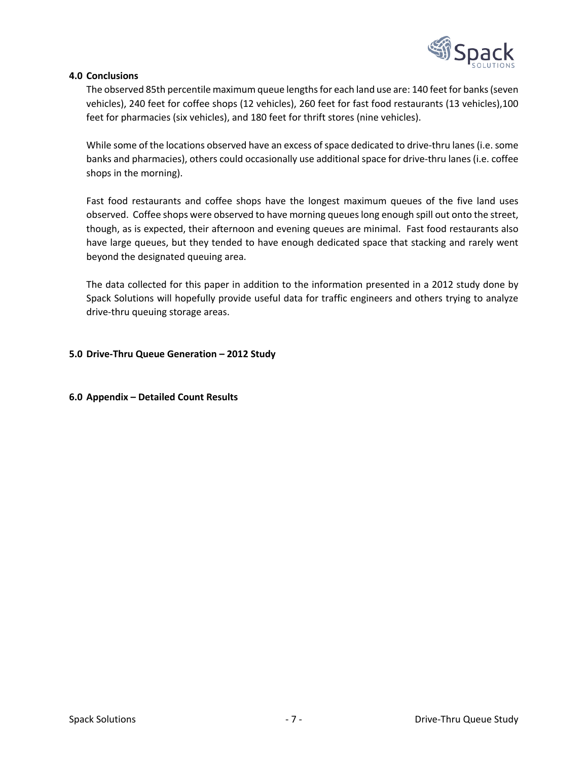## 4.0 Conclusions

The observed 85th percentile maximum queue lengths for each land use are: 140 feet for banks (seven vehicles), 240 feet for coffee shops (12 vehicles), 260 feet for fast food restaurants (13 vehicles),100 feet for pharmacies (six vehicles), and 180 feet for thrift stores (nine vehicles).

While some of the locations observed have an excess of space dedicated to drive-thru lanes (i.e. some banks and pharmacies), others could occasionally use additional space for drive-thru lanes (i.e. coffee shops in the morning).

Fast food restaurants and coffee shops have the longest maximum queues of the five land uses observed. Coffee shops were observed to have morning queues long enough spill out onto the street, though, as is expected, their afternoon and evening queues are minimal. Fast food restaurants also have large queues, but they tended to have enough dedicated space that stacking and rarely went beyond the designated queuing area.

The data collected for this paper in addition to the information presented in a 2012 study done by Spack Solutions will hopefully provide useful data for traffic engineers and others trying to analyze drive-thru queuing storage areas.

## 5.0 Drive-Thru Queue Generation – 2012 Study

## 6.0 Appendix – Detailed Count Results